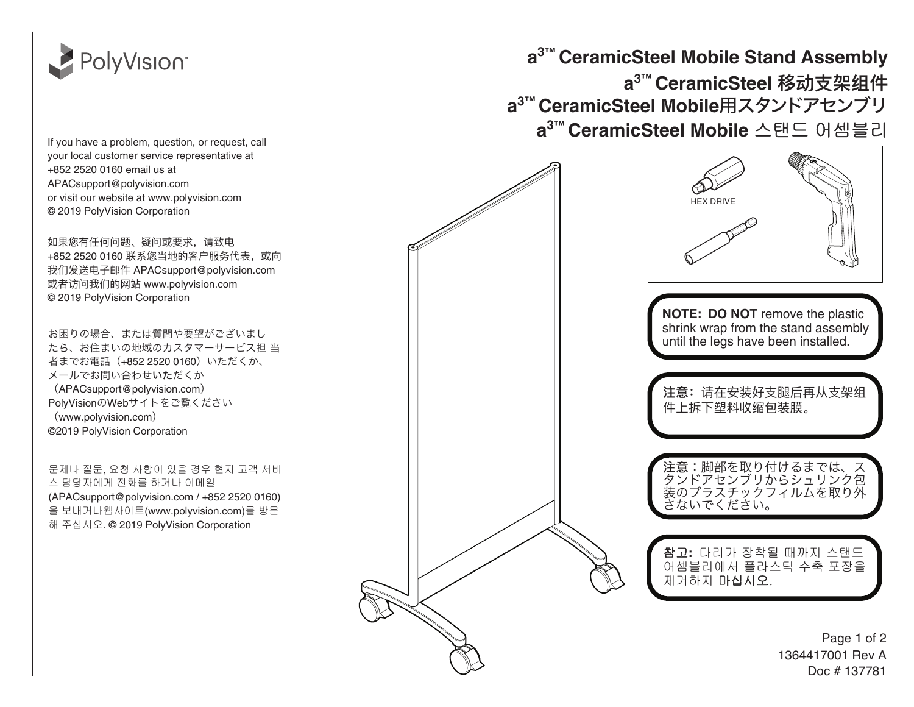PolyVision

# a3™ CeramicSteel Mobile Stand Assembly

# a3™ CeramicSteel 移动支架组件

# a3™ CeramicSteel Mobile用スタンドアセンブリ

# a3™ CeramicSteel Mobile 스탠드 어셈블리

If you have a problem, question, or request, call your local customer service representative at +852 2520 0160 email us at APACsupport@polyvision.com or visit our website at www.polyvision.com
© 2019 PolyVision Corporation

如果您有任何问题、疑问或要求，请致电 +852 2520 0160 联系您当地的客户服务代表，或向我们发送电子邮件 APACsupport@polyvision.com 或者访问我们的网站 www.polyvision.com
© 2019 PolyVision Corporation

お困りの場合、または質問や要望がございましたら、お住まいの地域のカスタマーサービス担 当者までお電話（+852 2520 0160）いただくか、メールでお問い合わせいただくか（APACsupport@polyvision.com）PolyVisionのWebサイトをご覧ください（www.polyvision.com）
©2019 PolyVision Corporation

문제나 질문, 요청 사항이 있을 경우 현지 고객 서비스 담당자에게 전화를 하거나 이메일 (APACsupport@polyvision.com / +852 2520 0160)을 보내거나웹사이트(www.polyvision.com)를 방문해 주십시오. © 2019 PolyVision Corporation

HEX DRIVE

**NOTE: DO NOT** remove the plastic shrink wrap from the stand assembly until the legs have been installed.

**注意：**请在安装好支腿后再从支架组件上拆下塑料收缩包装膜。

**注意：**脚部を取り付けるまでは、スタンドアセンブリからシュリンク包装のプラスチックフィルムを取り外さないでください。

**참고:** 다리가 장착될 때까지 스탠드 어셈블리에서 플라스틱 수축 포장을 제거하지 **마십시오**.

1364417001 Rev A
Doc # 137781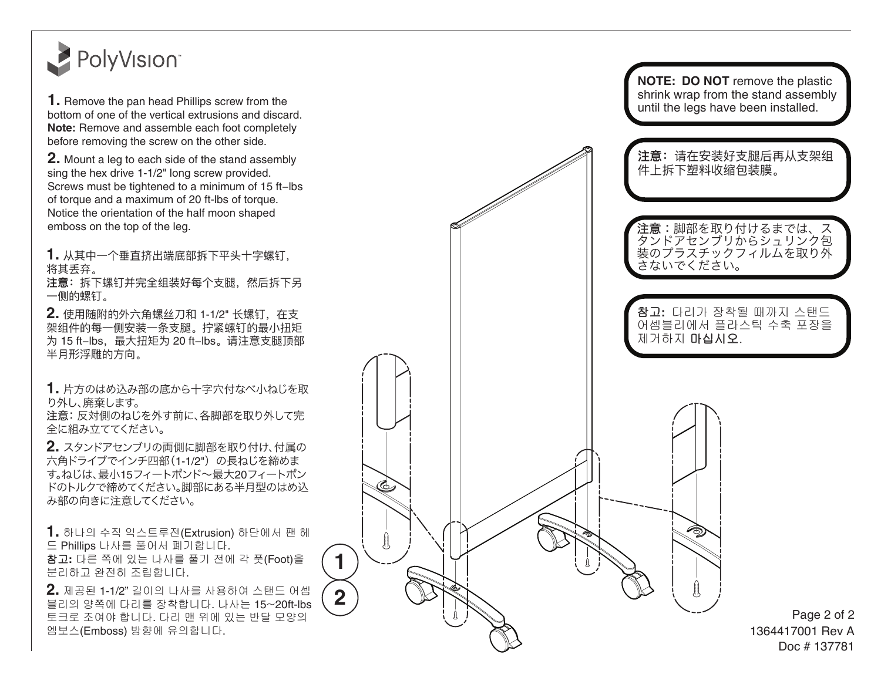PolyVision

**1.** Remove the pan head Phillips screw from the bottom of one of the vertical extrusions and discard.
**Note:** Remove and assemble each foot completely before removing the screw on the other side.

**2.** Mount a leg to each side of the stand assembly sing the hex drive 1-1/2" long screw provided. Screws must be tightened to a minimum of 15 ft–lbs of torque and a maximum of 20 ft-lbs of torque. Notice the orientation of the half moon shaped emboss on the top of the leg.

**1.** 从其中一个垂直挤出端底部拆下平头十字螺钉，将其丢弃。
**注意**：拆下螺钉并完全组装好每个支腿，然后拆下另一侧的螺钉。

**2.** 使用随附的外六角螺丝刀和 1-1/2" 长螺钉，在支架组件的每一侧安装一条支腿。拧紧螺钉的最小扭矩为 15 ft–lbs，最大扭矩为 20 ft–lbs。请注意支腿顶部半月形浮雕的方向。

**1.** 片方のはめ込み部の底から十字穴付なべ小ねじを取り外し、廃棄します。
**注意**：反対側のねじを外す前に、各脚部を取り外して完全に組み立ててください。

**2.** スタンドアセンブリの両側に脚部を取り付け、付属の六角ドライブでインチ四部（1-1/2"）の長ねじを締めます。ねじは、最小15フィートポンド～最大20フィートポンドのトルクで締めてください。脚部にある半月型のはめ込み部の向きに注意してください。

**1.** 하나의 수직 익스트루전(Extrusion) 하단에서 팬 헤드 Phillips 나사를 풀어서 폐기합니다.
**참고:** 다른 쪽에 있는 나사를 풀기 전에 각 풋(Foot)을 분리하고 완전히 조립합니다.

**2.** 제공된 1-1/2" 길이의 나사를 사용하여 스탠드 어셈블리의 양쪽에 다리를 장착합니다. 나사는 15~20ft-lbs 토크로 조여야 합니다. 다리 맨 위에 있는 반달 모양의 엠보스(Emboss) 방향에 유의합니다.

**NOTE: DO NOT** remove the plastic shrink wrap from the stand assembly until the legs have been installed.

**注意**：请在安装好支腿后再从支架组件上拆下塑料收缩包装膜。

**注意**：脚部を取り付けるまでは、スタンドアセンブリからシュリンク包装のプラスチックフィルムを取り外さないでください。

**참고:** 다리가 장착될 때까지 스탠드 어셈블리에서 플라스틱 수축 포장을 제거하지 **마십시오**.

1

2

1364417001 Rev A
Doc # 137781